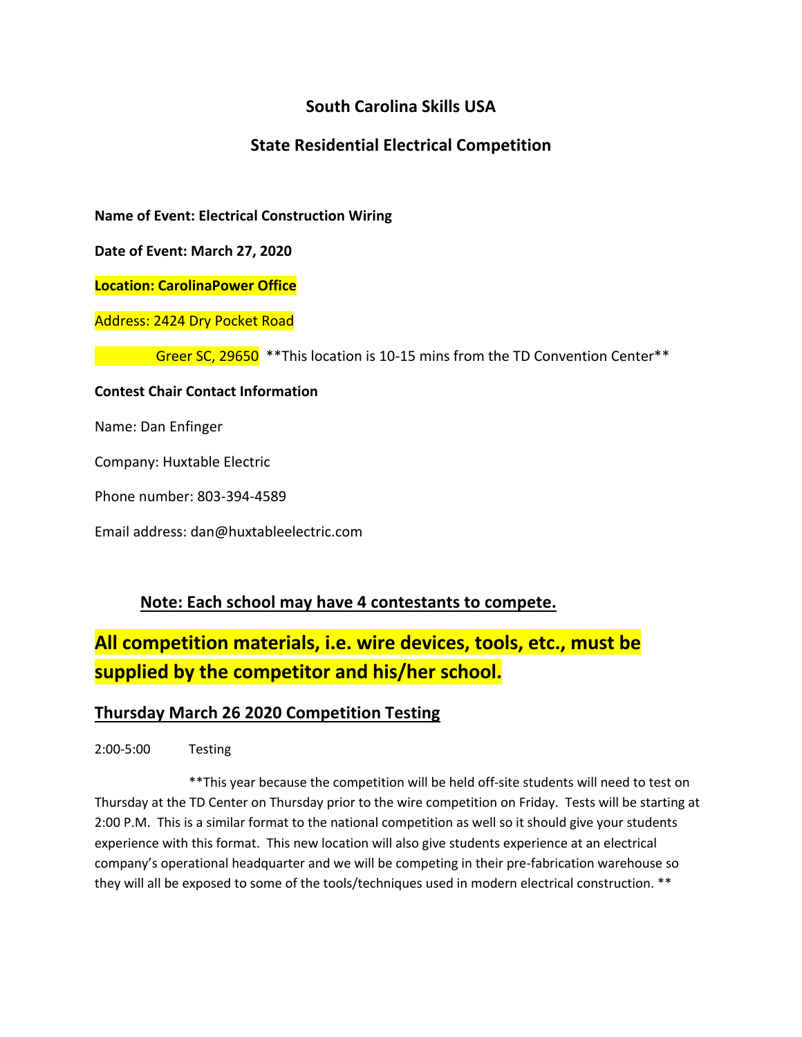# South Carolina Skills USA

## State Residential Electrical Competition

**Name of Event: Electrical Construction Wiring**

**Date of Event: March 27, 2020**

**Location: CarolinaPower Office**

Address: 2424 Dry Pocket Road

Greer SC, 29650 **This location is 10-15 mins from the TD Convention Center**

**Contest Chair Contact Information**

Name: Dan Enfinger

Company: Huxtable Electric

Phone number: 803-394-4589

Email address: dan@huxtableelectric.com

**Note: Each school may have 4 contestants to compete.**

**All competition materials, i.e. wire devices, tools, etc., must be supplied by the competitor and his/her school.**

## Thursday March 26 2020 Competition Testing

2:00-5:00 Testing

**This year because the competition will be held off-site students will need to test on Thursday at the TD Center on Thursday prior to the wire competition on Friday. Tests will be starting at 2:00 P.M. This is a similar format to the national competition as well so it should give your students experience with this format. This new location will also give students experience at an electrical company's operational headquarter and we will be competing in their pre-fabrication warehouse so they will all be exposed to some of the tools/techniques used in modern electrical construction. **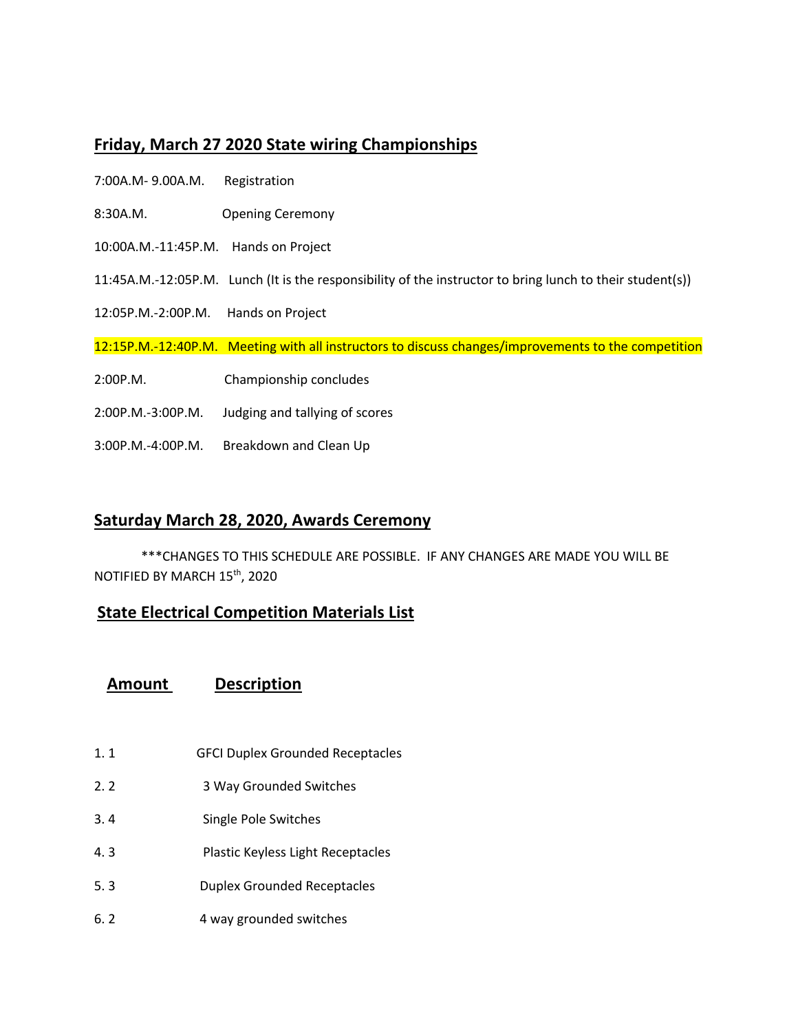## **Friday, March 27 2020 State wiring Championships**

7:00A.M- 9.00A.M. Registration

8:30A.M. Opening Ceremony

10:00A.M.-11:45P.M. Hands on Project

11:45A.M.-12:05P.M. Lunch (It is the responsibility of the instructor to bring lunch to their student(s))

12:05P.M.-2:00P.M. Hands on Project

12:15P.M.-12:40P.M. Meeting with all instructors to discuss changes/improvements to the competition

2:00P.M. Championship concludes

2:00P.M.-3:00P.M. Judging and tallying of scores

3:00P.M.-4:00P.M. Breakdown and Clean Up

## **Saturday March 28, 2020, Awards Ceremony**

***CHANGES TO THIS SCHEDULE ARE POSSIBLE. IF ANY CHANGES ARE MADE YOU WILL BE NOTIFIED BY MARCH 15th, 2020

## **State Electrical Competition Materials List**

| Amount | Description |
|---|---|
| 1. 1 | GFCI Duplex Grounded Receptacles |
| 2. 2 | 3 Way Grounded Switches |
| 3. 4 | Single Pole Switches |
| 4. 3 | Plastic Keyless Light Receptacles |
| 5. 3 | Duplex Grounded Receptacles |
| 6. 2 | 4 way grounded switches |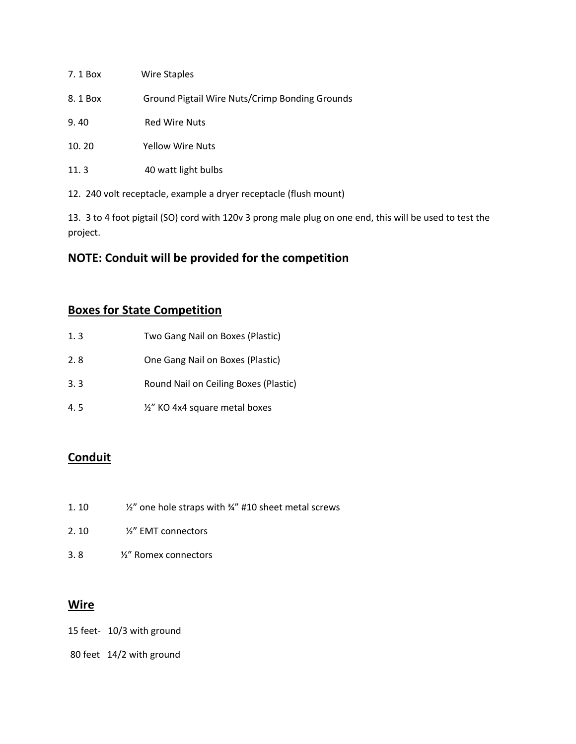7. 1 Box Wire Staples

8. 1 Box Ground Pigtail Wire Nuts/Crimp Bonding Grounds

9. 40 Red Wire Nuts

10. 20 Yellow Wire Nuts

11. 3 40 watt light bulbs

12. 240 volt receptacle, example a dryer receptacle (flush mount)

13. 3 to 4 foot pigtail (SO) cord with 120v 3 prong male plug on one end, this will be used to test the project.

**NOTE: Conduit will be provided for the competition**

## <u>Boxes for State Competition</u>

1. 3 Two Gang Nail on Boxes (Plastic)

2. 8 One Gang Nail on Boxes (Plastic)

3. 3 Round Nail on Ceiling Boxes (Plastic)

4. 5 ½" KO 4x4 square metal boxes

## <u>Conduit</u>

1. 10 ½" one hole straps with ¾" #10 sheet metal screws

2. 10 ½" EMT connectors

3. 8 ½" Romex connectors

## <u>Wire</u>

15 feet- 10/3 with ground

80 feet 14/2 with ground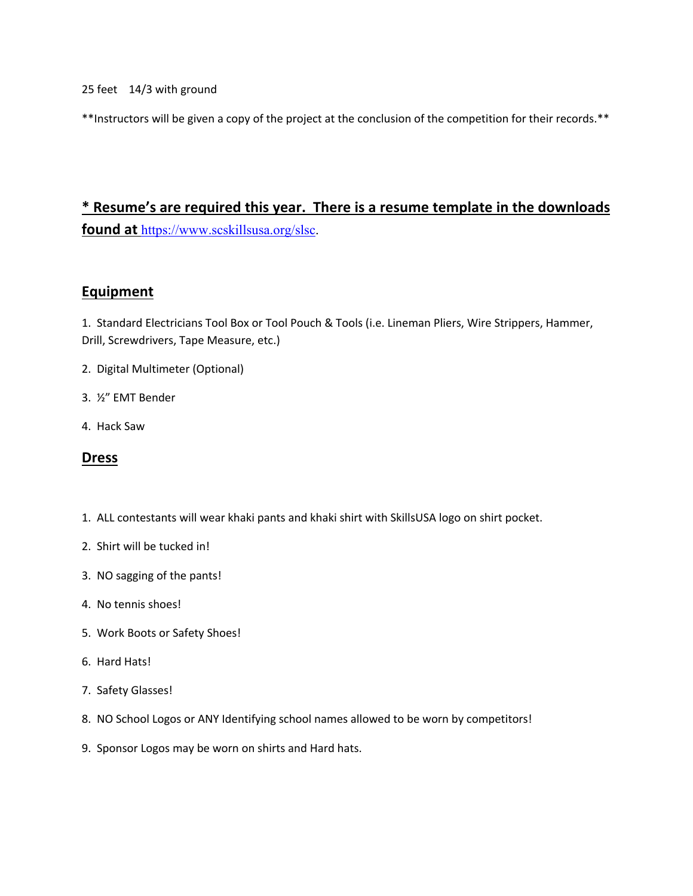25 feet 14/3 with ground

**Instructors will be given a copy of the project at the conclusion of the competition for their records.**

**\* Resume's are required this year. There is a resume template in the downloads found at** https://www.scskillsusa.org/slsc.

## Equipment

1. Standard Electricians Tool Box or Tool Pouch & Tools (i.e. Lineman Pliers, Wire Strippers, Hammer, Drill, Screwdrivers, Tape Measure, etc.)

2. Digital Multimeter (Optional)

3. ½" EMT Bender

4. Hack Saw

## Dress

1. ALL contestants will wear khaki pants and khaki shirt with SkillsUSA logo on shirt pocket.

2. Shirt will be tucked in!

3. NO sagging of the pants!

4. No tennis shoes!

5. Work Boots or Safety Shoes!

6. Hard Hats!

7. Safety Glasses!

8. NO School Logos or ANY Identifying school names allowed to be worn by competitors!

9. Sponsor Logos may be worn on shirts and Hard hats.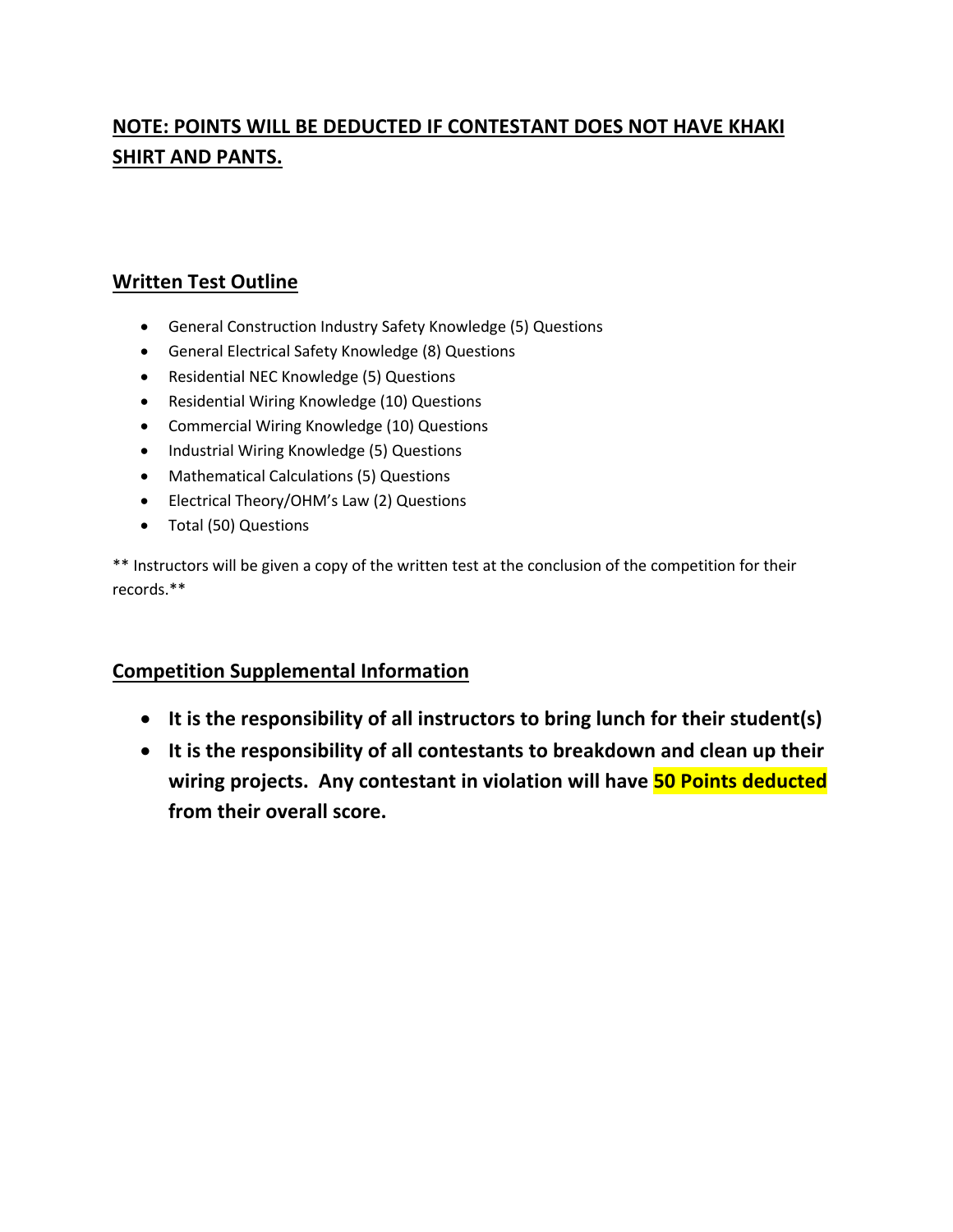**NOTE: POINTS WILL BE DEDUCTED IF CONTESTANT DOES NOT HAVE KHAKI SHIRT AND PANTS.**

## Written Test Outline

- General Construction Industry Safety Knowledge (5) Questions
- General Electrical Safety Knowledge (8) Questions
- Residential NEC Knowledge (5) Questions
- Residential Wiring Knowledge (10) Questions
- Commercial Wiring Knowledge (10) Questions
- Industrial Wiring Knowledge (5) Questions
- Mathematical Calculations (5) Questions
- Electrical Theory/OHM's Law (2) Questions
- Total (50) Questions

** Instructors will be given a copy of the written test at the conclusion of the competition for their records.**

## Competition Supplemental Information

- **It is the responsibility of all instructors to bring lunch for their student(s)**
- **It is the responsibility of all contestants to breakdown and clean up their wiring projects. Any contestant in violation will have 50 Points deducted from their overall score.**